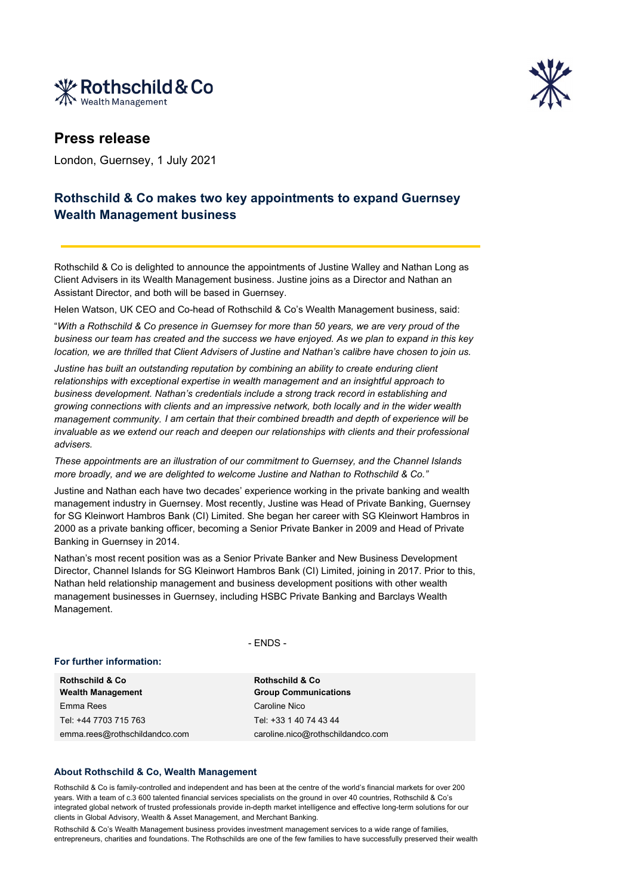# Press release

London, Guernsey, 1 July 2021

## Rothschild & Co makes two key appointments to expand Guernsey Wealth Management business

Rothschild & Co is delighted to announce the appointments of Justine Walley and Nathan Long as Client Advisers in its Wealth Management business. Justine joins as a Director and Nathan an Assistant Director, and both will be based in Guernsey.

Helen Watson, UK CEO and Co-head of Rothschild & Co's Wealth Management business, said:

"*With a Rothschild & Co presence in Guernsey for more than 50 years, we are very proud of the business our team has created and the success we have enjoyed. As we plan to expand in this key location, we are thrilled that Client Advisers of Justine and Nathan's calibre have chosen to join us.*

*Justine has built an outstanding reputation by combining an ability to create enduring client relationships with exceptional expertise in wealth management and an insightful approach to business development. Nathan's credentials include a strong track record in establishing and growing connections with clients and an impressive network, both locally and in the wider wealth management community. I am certain that their combined breadth and depth of experience will be invaluable as we extend our reach and deepen our relationships with clients and their professional advisers.*

*These appointments are an illustration of our commitment to Guernsey, and the Channel Islands more broadly, and we are delighted to welcome Justine and Nathan to Rothschild & Co."*

Justine and Nathan each have two decades' experience working in the private banking and wealth management industry in Guernsey. Most recently, Justine was Head of Private Banking, Guernsey for SG Kleinwort Hambros Bank (CI) Limited. She began her career with SG Kleinwort Hambros in 2000 as a private banking officer, becoming a Senior Private Banker in 2009 and Head of Private Banking in Guernsey in 2014.

Nathan's most recent position was as a Senior Private Banker and New Business Development Director, Channel Islands for SG Kleinwort Hambros Bank (CI) Limited, joining in 2017. Prior to this, Nathan held relationship management and business development positions with other wealth management businesses in Guernsey, including HSBC Private Banking and Barclays Wealth Management.

- ENDS -

### For further information:

| **Rothschild & Co Wealth Management** | **Rothschild & Co Group Communications** |
|---|---|
| Emma Rees | Caroline Nico |
| Tel: +44 7703 715 763 | Tel: +33 1 40 74 43 44 |
| emma.rees@rothschildandco.com | caroline.nico@rothschildandco.com |

### About Rothschild & Co, Wealth Management

Rothschild & Co is family-controlled and independent and has been at the centre of the world's financial markets for over 200 years. With a team of c.3 600 talented financial services specialists on the ground in over 40 countries, Rothschild & Co's integrated global network of trusted professionals provide in-depth market intelligence and effective long-term solutions for our clients in Global Advisory, Wealth & Asset Management, and Merchant Banking.

Rothschild & Co's Wealth Management business provides investment management services to a wide range of families, entrepreneurs, charities and foundations. The Rothschilds are one of the few families to have successfully preserved their wealth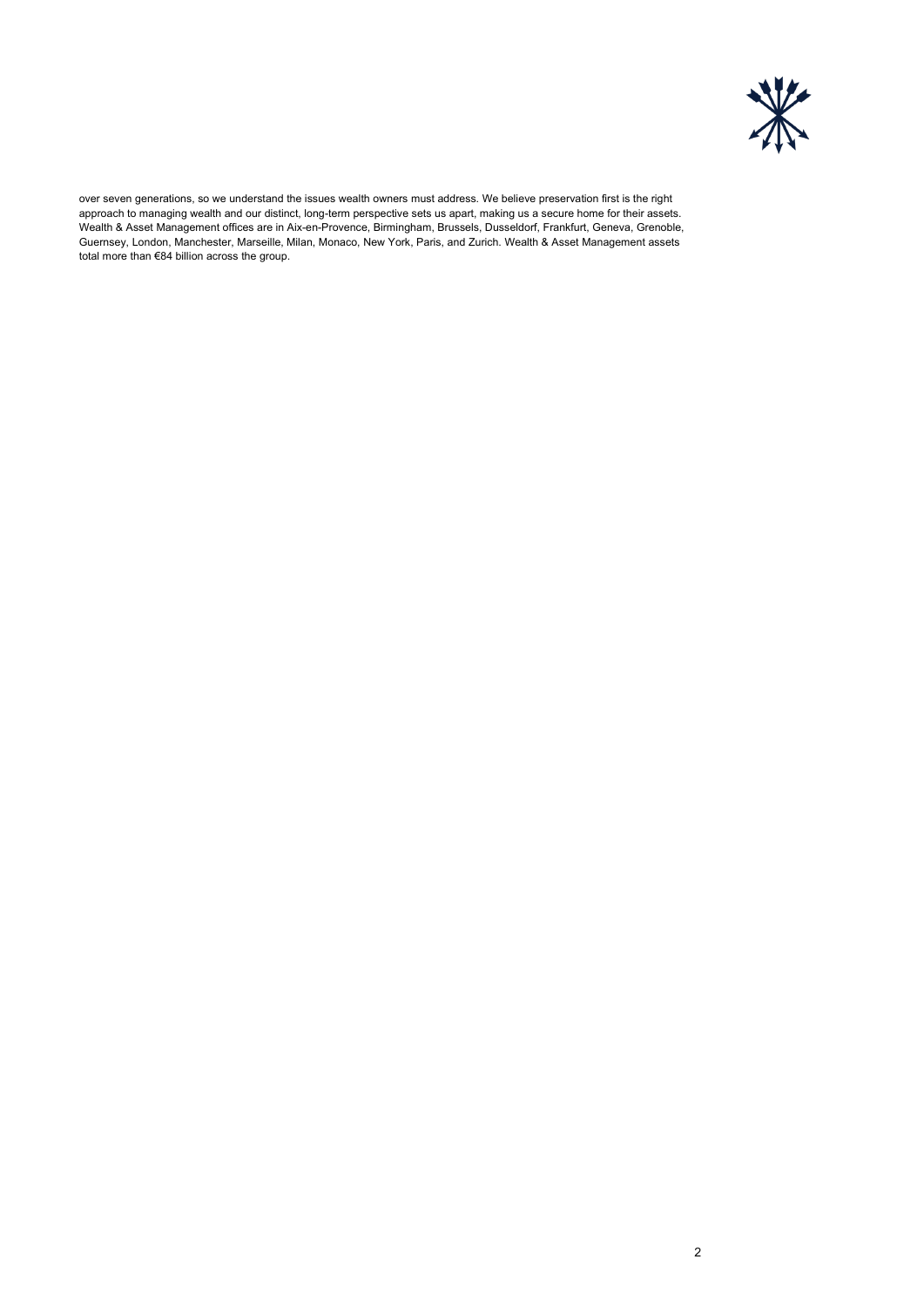over seven generations, so we understand the issues wealth owners must address. We believe preservation first is the right approach to managing wealth and our distinct, long-term perspective sets us apart, making us a secure home for their assets. Wealth & Asset Management offices are in Aix-en-Provence, Birmingham, Brussels, Dusseldorf, Frankfurt, Geneva, Grenoble, Guernsey, London, Manchester, Marseille, Milan, Monaco, New York, Paris, and Zurich. Wealth & Asset Management assets total more than €84 billion across the group.